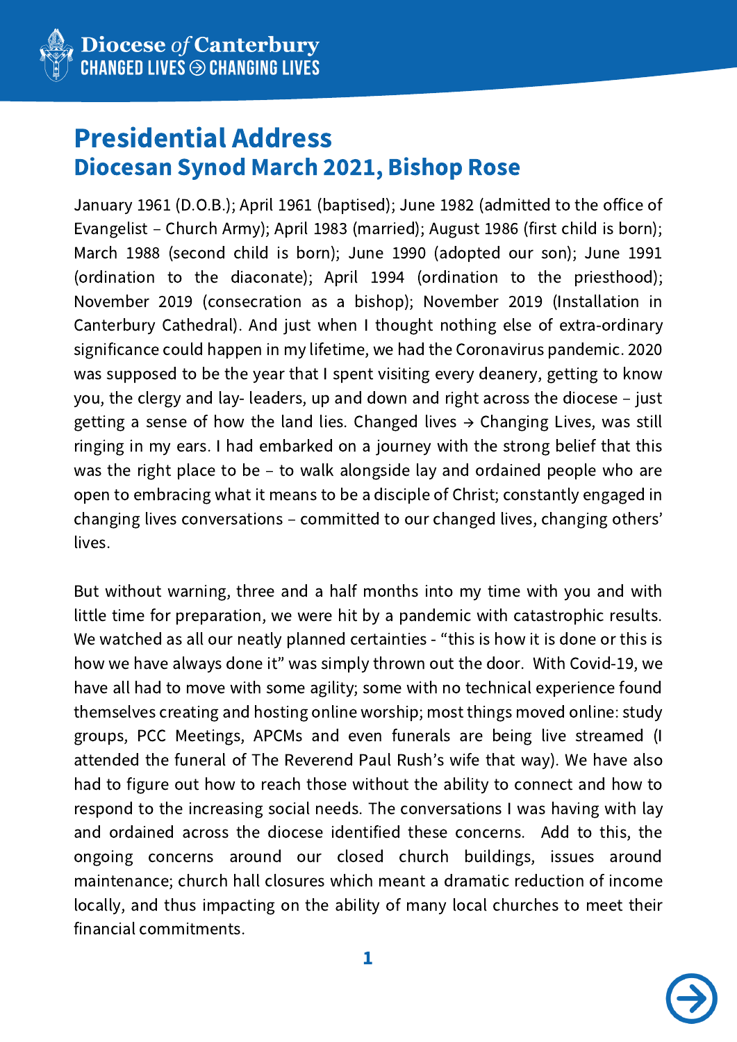# Presidential Address

## Diocesan Synod March 2021, Bishop Rose

January 1961 (D.O.B.); April 1961 (baptised); June 1982 (admitted to the office of Evangelist – Church Army); April 1983 (married); August 1986 (first child is born); March 1988 (second child is born); June 1990 (adopted our son); June 1991 (ordination to the diaconate); April 1994 (ordination to the priesthood); November 2019 (consecration as a bishop); November 2019 (Installation in Canterbury Cathedral). And just when I thought nothing else of extra-ordinary significance could happen in my lifetime, we had the Coronavirus pandemic. 2020 was supposed to be the year that I spent visiting every deanery, getting to know you, the clergy and lay- leaders, up and down and right across the diocese – just getting a sense of how the land lies. Changed lives → Changing Lives, was still ringing in my ears. I had embarked on a journey with the strong belief that this was the right place to be – to walk alongside lay and ordained people who are open to embracing what it means to be a disciple of Christ; constantly engaged in changing lives conversations – committed to our changed lives, changing others' lives.

But without warning, three and a half months into my time with you and with little time for preparation, we were hit by a pandemic with catastrophic results. We watched as all our neatly planned certainties - "this is how it is done or this is how we have always done it" was simply thrown out the door. With Covid-19, we have all had to move with some agility; some with no technical experience found themselves creating and hosting online worship; most things moved online: study groups, PCC Meetings, APCMs and even funerals are being live streamed (I attended the funeral of The Reverend Paul Rush's wife that way). We have also had to figure out how to reach those without the ability to connect and how to respond to the increasing social needs. The conversations I was having with lay and ordained across the diocese identified these concerns. Add to this, the ongoing concerns around our closed church buildings, issues around maintenance; church hall closures which meant a dramatic reduction of income locally, and thus impacting on the ability of many local churches to meet their financial commitments.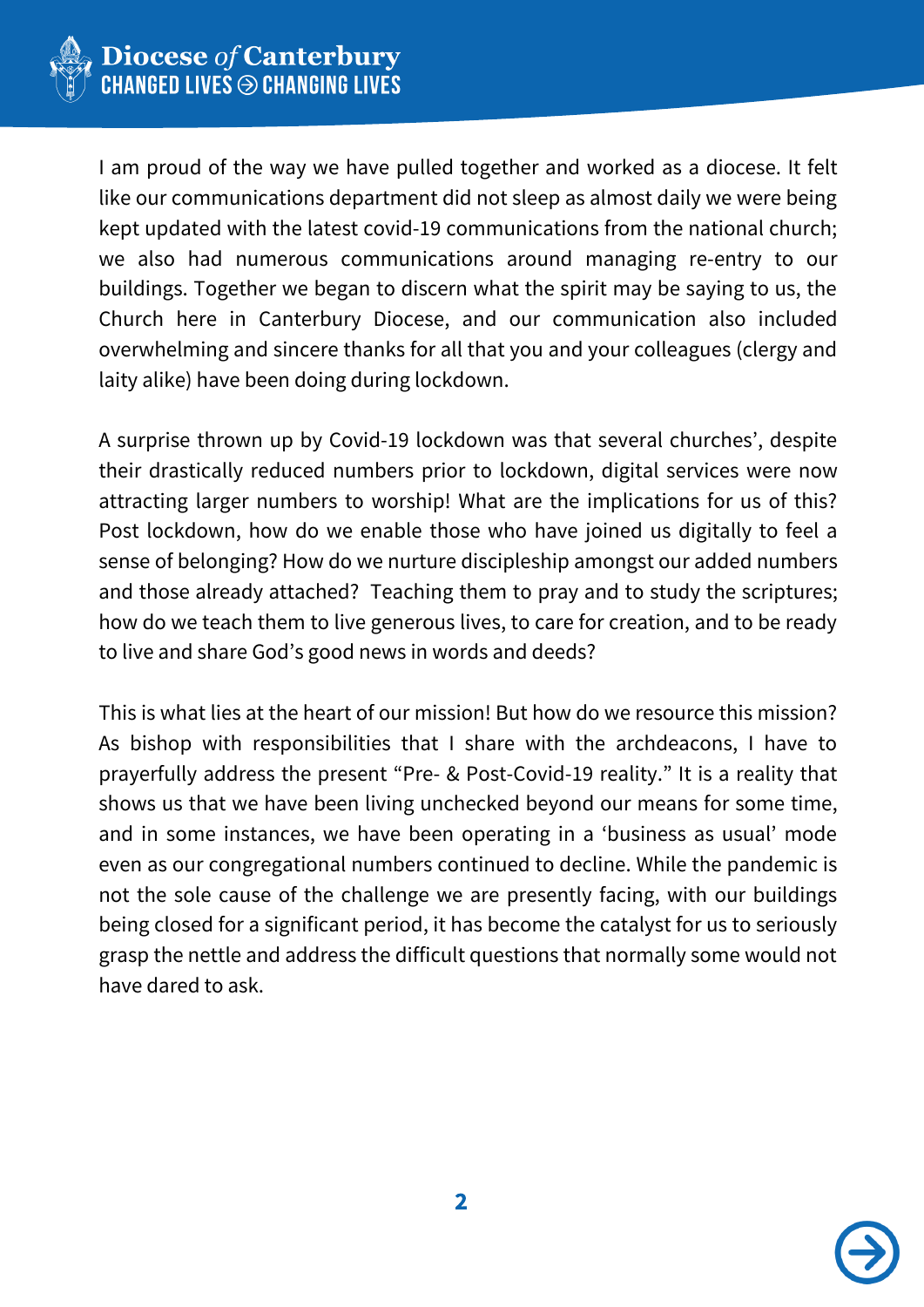I am proud of the way we have pulled together and worked as a diocese. It felt like our communications department did not sleep as almost daily we were being kept updated with the latest covid-19 communications from the national church; we also had numerous communications around managing re-entry to our buildings. Together we began to discern what the spirit may be saying to us, the Church here in Canterbury Diocese, and our communication also included overwhelming and sincere thanks for all that you and your colleagues (clergy and laity alike) have been doing during lockdown.

A surprise thrown up by Covid-19 lockdown was that several churches', despite their drastically reduced numbers prior to lockdown, digital services were now attracting larger numbers to worship! What are the implications for us of this? Post lockdown, how do we enable those who have joined us digitally to feel a sense of belonging? How do we nurture discipleship amongst our added numbers and those already attached? Teaching them to pray and to study the scriptures; how do we teach them to live generous lives, to care for creation, and to be ready to live and share God's good news in words and deeds?

This is what lies at the heart of our mission! But how do we resource this mission? As bishop with responsibilities that I share with the archdeacons, I have to prayerfully address the present "Pre- & Post-Covid-19 reality." It is a reality that shows us that we have been living unchecked beyond our means for some time, and in some instances, we have been operating in a 'business as usual' mode even as our congregational numbers continued to decline. While the pandemic is not the sole cause of the challenge we are presently facing, with our buildings being closed for a significant period, it has become the catalyst for us to seriously grasp the nettle and address the difficult questions that normally some would not have dared to ask.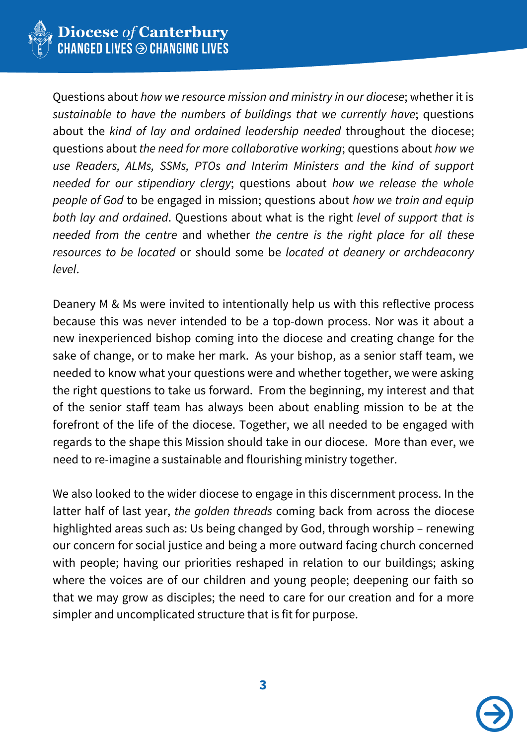Questions about *how we resource mission and ministry in our diocese*; whether it is *sustainable to have the numbers of buildings that we currently have*; questions about the *kind of lay and ordained leadership needed* throughout the diocese; questions about *the need for more collaborative working*; questions about *how we use Readers, ALMs, SSMs, PTOs and Interim Ministers and the kind of support needed for our stipendiary clergy*; questions about *how we release the whole people of God* to be engaged in mission; questions about *how we train and equip both lay and ordained*. Questions about what is the right *level of support that is needed from the centre* and whether *the centre is the right place for all these resources to be located* or should some be *located at deanery or archdeaconry level*.

Deanery M & Ms were invited to intentionally help us with this reflective process because this was never intended to be a top-down process. Nor was it about a new inexperienced bishop coming into the diocese and creating change for the sake of change, or to make her mark. As your bishop, as a senior staff team, we needed to know what your questions were and whether together, we were asking the right questions to take us forward. From the beginning, my interest and that of the senior staff team has always been about enabling mission to be at the forefront of the life of the diocese. Together, we all needed to be engaged with regards to the shape this Mission should take in our diocese. More than ever, we need to re-imagine a sustainable and flourishing ministry together.

We also looked to the wider diocese to engage in this discernment process. In the latter half of last year, *the golden threads* coming back from across the diocese highlighted areas such as: Us being changed by God, through worship – renewing our concern for social justice and being a more outward facing church concerned with people; having our priorities reshaped in relation to our buildings; asking where the voices are of our children and young people; deepening our faith so that we may grow as disciples; the need to care for our creation and for a more simpler and uncomplicated structure that is fit for purpose.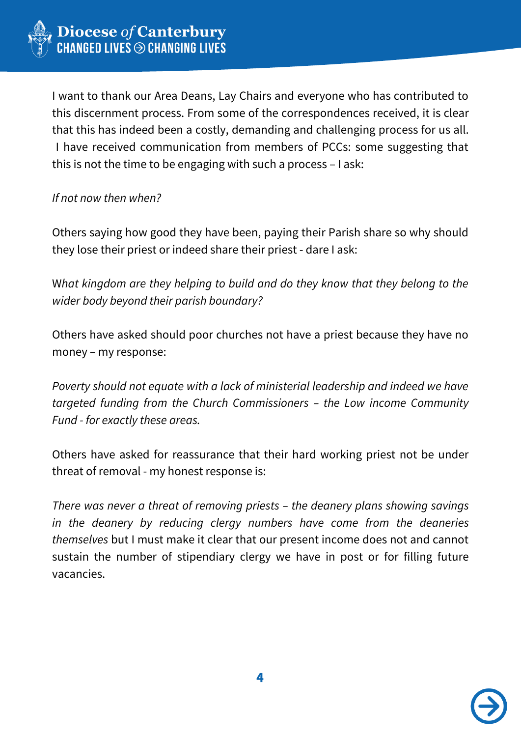I want to thank our Area Deans, Lay Chairs and everyone who has contributed to this discernment process. From some of the correspondences received, it is clear that this has indeed been a costly, demanding and challenging process for us all. I have received communication from members of PCCs: some suggesting that this is not the time to be engaging with such a process – I ask:

*If not now then when?*

Others saying how good they have been, paying their Parish share so why should they lose their priest or indeed share their priest - dare I ask:

*What kingdom are they helping to build and do they know that they belong to the wider body beyond their parish boundary?*

Others have asked should poor churches not have a priest because they have no money – my response:

*Poverty should not equate with a lack of ministerial leadership and indeed we have targeted funding from the Church Commissioners – the Low income Community Fund - for exactly these areas.*

Others have asked for reassurance that their hard working priest not be under threat of removal - my honest response is:

*There was never a threat of removing priests – the deanery plans showing savings in the deanery by reducing clergy numbers have come from the deaneries themselves* but I must make it clear that our present income does not and cannot sustain the number of stipendiary clergy we have in post or for filling future vacancies.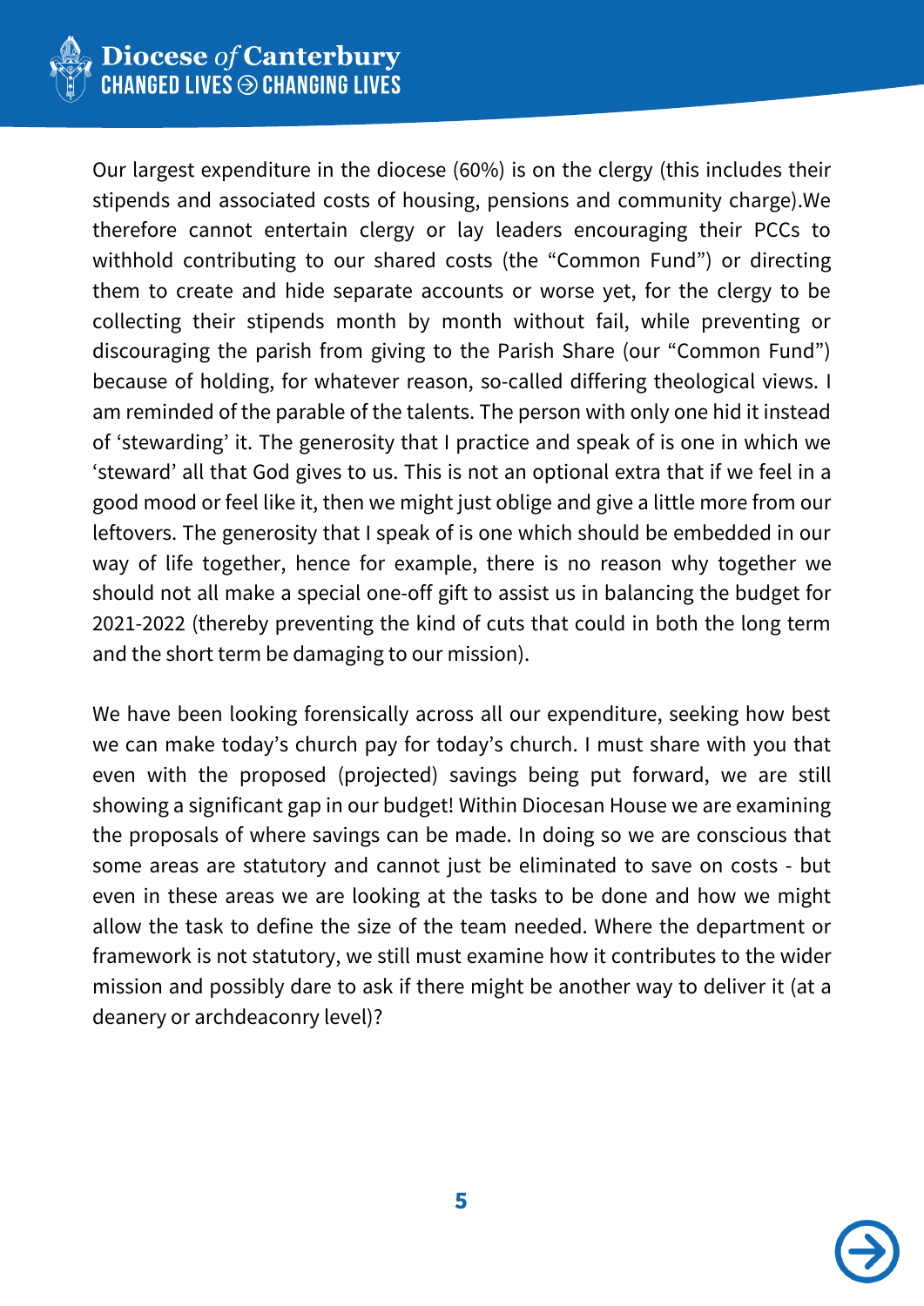Our largest expenditure in the diocese (60%) is on the clergy (this includes their stipends and associated costs of housing, pensions and community charge).We therefore cannot entertain clergy or lay leaders encouraging their PCCs to withhold contributing to our shared costs (the “Common Fund”) or directing them to create and hide separate accounts or worse yet, for the clergy to be collecting their stipends month by month without fail, while preventing or discouraging the parish from giving to the Parish Share (our “Common Fund”) because of holding, for whatever reason, so-called differing theological views. I am reminded of the parable of the talents. The person with only one hid it instead of ‘stewarding’ it. The generosity that I practice and speak of is one in which we ‘steward’ all that God gives to us. This is not an optional extra that if we feel in a good mood or feel like it, then we might just oblige and give a little more from our leftovers. The generosity that I speak of is one which should be embedded in our way of life together, hence for example, there is no reason why together we should not all make a special one-off gift to assist us in balancing the budget for 2021-2022 (thereby preventing the kind of cuts that could in both the long term and the short term be damaging to our mission).

We have been looking forensically across all our expenditure, seeking how best we can make today’s church pay for today’s church. I must share with you that even with the proposed (projected) savings being put forward, we are still showing a significant gap in our budget! Within Diocesan House we are examining the proposals of where savings can be made. In doing so we are conscious that some areas are statutory and cannot just be eliminated to save on costs - but even in these areas we are looking at the tasks to be done and how we might allow the task to define the size of the team needed. Where the department or framework is not statutory, we still must examine how it contributes to the wider mission and possibly dare to ask if there might be another way to deliver it (at a deanery or archdeaconry level)?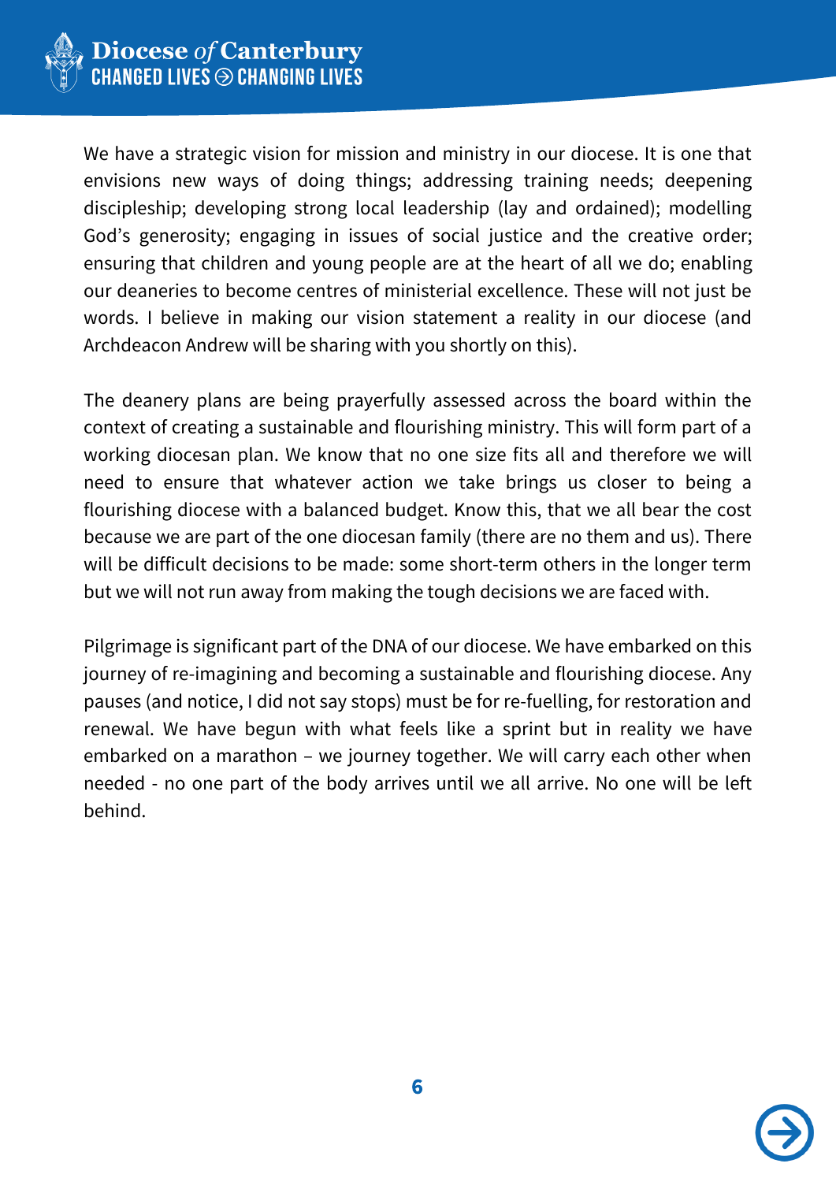We have a strategic vision for mission and ministry in our diocese. It is one that envisions new ways of doing things; addressing training needs; deepening discipleship; developing strong local leadership (lay and ordained); modelling God's generosity; engaging in issues of social justice and the creative order; ensuring that children and young people are at the heart of all we do; enabling our deaneries to become centres of ministerial excellence. These will not just be words. I believe in making our vision statement a reality in our diocese (and Archdeacon Andrew will be sharing with you shortly on this).

The deanery plans are being prayerfully assessed across the board within the context of creating a sustainable and flourishing ministry. This will form part of a working diocesan plan. We know that no one size fits all and therefore we will need to ensure that whatever action we take brings us closer to being a flourishing diocese with a balanced budget. Know this, that we all bear the cost because we are part of the one diocesan family (there are no them and us). There will be difficult decisions to be made: some short-term others in the longer term but we will not run away from making the tough decisions we are faced with.

Pilgrimage is significant part of the DNA of our diocese. We have embarked on this journey of re-imagining and becoming a sustainable and flourishing diocese. Any pauses (and notice, I did not say stops) must be for re-fuelling, for restoration and renewal. We have begun with what feels like a sprint but in reality we have embarked on a marathon – we journey together. We will carry each other when needed - no one part of the body arrives until we all arrive. No one will be left behind.